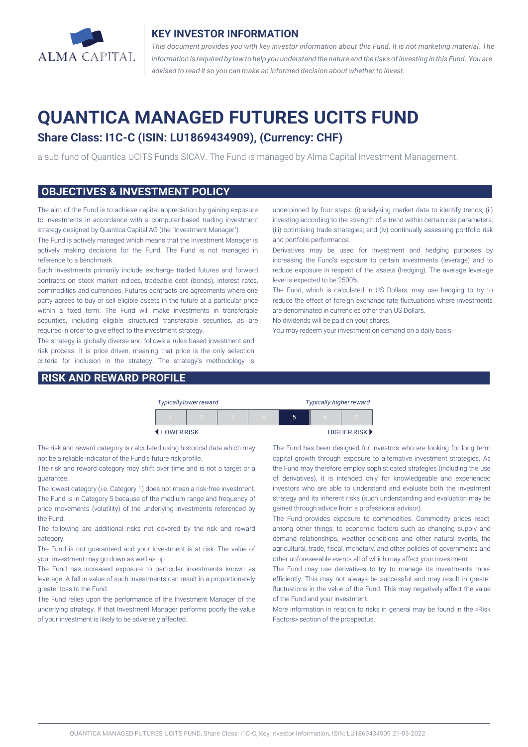## KEY INVESTOR INFORMATION

*This document provides you with key investor information about this Fund. It is not marketing material. The information is required by law to help you understand the nature and the risks of investing in this Fund. You are advised to read it so you can make an informed decision about whether to invest.*

# QUANTICA MANAGED FUTURES UCITS FUND

### Share Class: I1C-C (ISIN: LU1869434909), (Currency: CHF)

a sub-fund of Quantica UCITS Funds SICAV. The Fund is managed by Alma Capital Investment Management.

## OBJECTIVES & INVESTMENT POLICY

The aim of the Fund is to achieve capital appreciation by gaining exposure to investments in accordance with a computer-based trading investment strategy designed by Quantica Capital AG (the "Investment Manager").

The Fund is actively managed which means that the Investment Manager is actively making decisions for the Fund. The Fund is not managed in reference to a benchmark.

Such investments primarily include exchange traded futures and forward contracts on stock market indices, tradeable debt (bonds), interest rates, commodities and currencies. Futures contracts are agreements where one party agrees to buy or sell eligible assets in the future at a particular price within a fixed term. The Fund will make investments in transferable securities, including eligible structured transferable securities, as are required in order to give effect to the investment strategy.

The strategy is globally diverse and follows a rules-based investment and risk process. It is price driven, meaning that price is the only selection criteria for inclusion in the strategy. The strategy's methodology is underpinned by four steps: (i) analysing market data to identify trends; (ii) investing according to the strength of a trend within certain risk parameters; (iii) optimising trade strategies; and (iv) continually assessing portfolio risk and portfolio performance.

Derivatives may be used for investment and hedging purposes by increasing the Fund's exposure to certain investments (leverage) and to reduce exposure in respect of the assets (hedging). The average leverage level is expected to be 2500%.

The Fund, which is calculated in US Dollars, may use hedging to try to reduce the effect of foreign exchange rate fluctuations where investments are denominated in currencies other than US Dollars.

No dividends will be paid on your shares.

You may redeem your investment on demand on a daily basis.

## RISK AND REWARD PROFILE

*Typically lower reward* | *Typically higher reward*

| 1 | 2 | 3 | 4 | **5** | 6 | 7 |
|---|---|---|---|---|---|---|

◀ LOWER RISK | HIGHER RISK ▶

The risk and reward category is calculated using historical data which may not be a reliable indicator of the Fund's future risk profile.

The risk and reward category may shift over time and is not a target or a guarantee.

The lowest category (i.e. Category 1) does not mean a risk-free investment. The Fund is in Category 5 because of the medium range and frequency of price movements (volatility) of the underlying investments referenced by the Fund.

The following are additional risks not covered by the risk and reward category.

The Fund is not guaranteed and your investment is at risk. The value of your investment may go down as well as up.

The Fund has increased exposure to particular investments known as leverage. A fall in value of such investments can result in a proportionately greater loss to the Fund.

The Fund relies upon the performance of the Investment Manager of the underlying strategy. If that Investment Manager performs poorly the value of your investment is likely to be adversely affected.

The Fund has been designed for investors who are looking for long term capital growth through exposure to alternative investment strategies. As the Fund may therefore employ sophisticated strategies (including the use of derivatives), it is intended only for knowledgeable and experienced investors who are able to understand and evaluate both the investment strategy and its inherent risks (such understanding and evaluation may be gained through advice from a professional advisor).

The Fund provides exposure to commodities. Commodity prices react, among other things, to economic factors such as changing supply and demand relationships, weather conditions and other natural events, the agricultural, trade, fiscal, monetary, and other policies of governments and other unforeseeable events all of which may affect your investment.

The Fund may use derivatives to try to manage its investments more efficiently. This may not always be successful and may result in greater fluctuations in the value of the Fund. This may negatively affect the value of the Fund and your investment.

More information in relation to risks in general may be found in the «Risk Factors» section of the prospectus.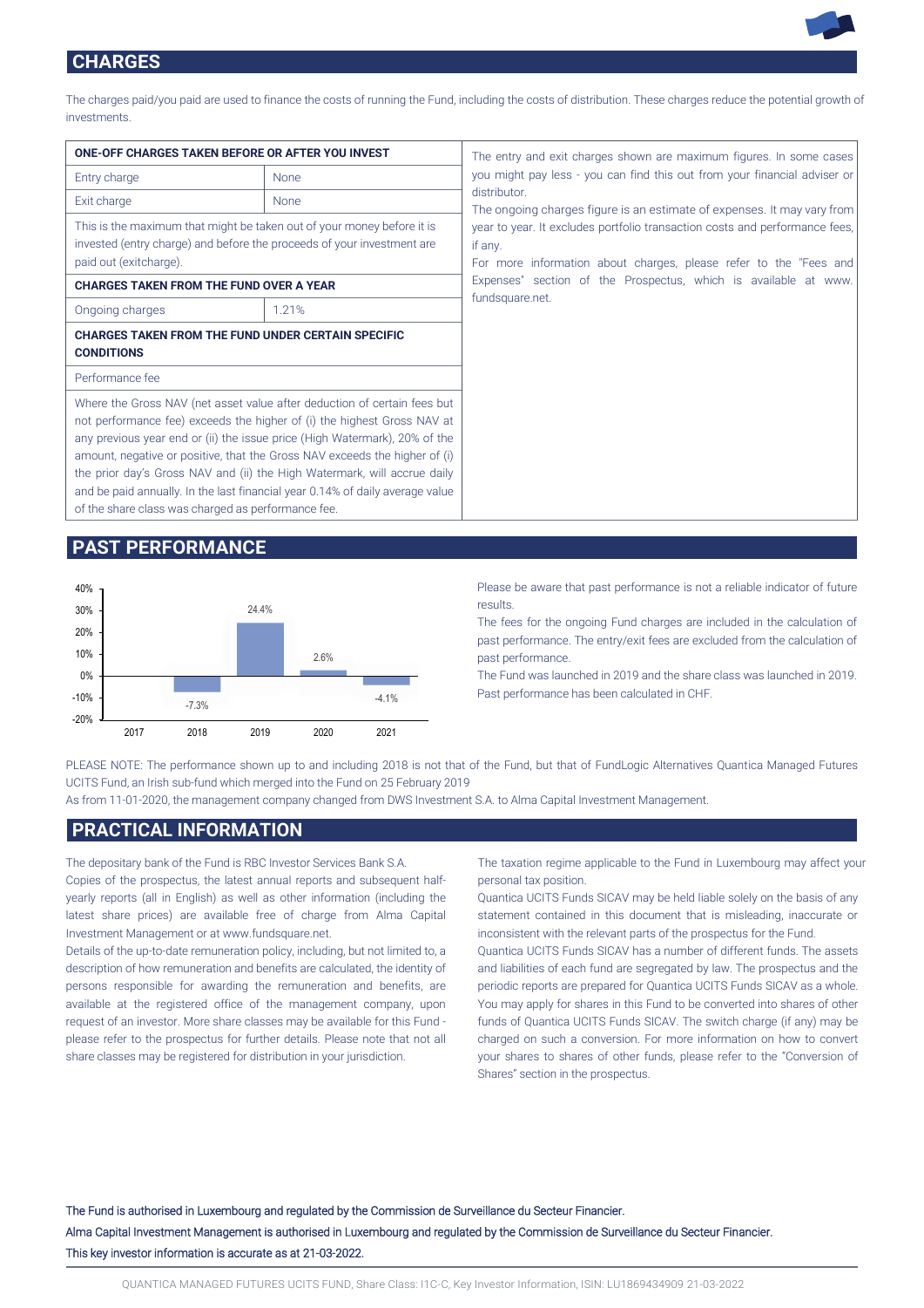## CHARGES

The charges paid/you paid are used to finance the costs of running the Fund, including the costs of distribution. These charges reduce the potential growth of investments.

| ONE-OFF CHARGES TAKEN BEFORE OR AFTER YOU INVEST | |
|---|---|
| Entry charge | None |
| Exit charge | None |
| This is the maximum that might be taken out of your money before it is invested (entry charge) and before the proceeds of your investment are paid out (exitcharge). | |
| **CHARGES TAKEN FROM THE FUND OVER A YEAR** | |
| Ongoing charges | 1.21% |
| **CHARGES TAKEN FROM THE FUND UNDER CERTAIN SPECIFIC CONDITIONS** | |
| Performance fee | |
| Where the Gross NAV (net asset value after deduction of certain fees but not performance fee) exceeds the higher of (i) the highest Gross NAV at any previous year end or (ii) the issue price (High Watermark), 20% of the amount, negative or positive, that the Gross NAV exceeds the higher of (i) the prior day's Gross NAV and (ii) the High Watermark, will accrue daily and be paid annually. In the last financial year 0.14% of daily average value of the share class was charged as performance fee. | |

The entry and exit charges shown are maximum figures. In some cases you might pay less - you can find this out from your financial adviser or distributor.

The ongoing charges figure is an estimate of expenses. It may vary from year to year. It excludes portfolio transaction costs and performance fees, if any.

For more information about charges, please refer to the "Fees and Expenses" section of the Prospectus, which is available at www.fundsquare.net.

## PAST PERFORMANCE

40%
30%
20%
10%
0%
-10%
-20%

2017
2018: -7.3%
2019: 24.4%
2020: 2.6%
2021: -4.1%

Please be aware that past performance is not a reliable indicator of future results.

The fees for the ongoing Fund charges are included in the calculation of past performance. The entry/exit fees are excluded from the calculation of past performance.

The Fund was launched in 2019 and the share class was launched in 2019.

Past performance has been calculated in CHF.

PLEASE NOTE: The performance shown up to and including 2018 is not that of the Fund, but that of FundLogic Alternatives Quantica Managed Futures UCITS Fund, an Irish sub-fund which merged into the Fund on 25 February 2019

As from 11-01-2020, the management company changed from DWS Investment S.A. to Alma Capital Investment Management.

## PRACTICAL INFORMATION

The depositary bank of the Fund is RBC Investor Services Bank S.A.

Copies of the prospectus, the latest annual reports and subsequent half-yearly reports (all in English) as well as other information (including the latest share prices) are available free of charge from Alma Capital Investment Management or at www.fundsquare.net.

Details of the up-to-date remuneration policy, including, but not limited to, a description of how remuneration and benefits are calculated, the identity of persons responsible for awarding the remuneration and benefits, are available at the registered office of the management company, upon request of an investor. More share classes may be available for this Fund - please refer to the prospectus for further details. Please note that not all share classes may be registered for distribution in your jurisdiction.

The taxation regime applicable to the Fund in Luxembourg may affect your personal tax position.

Quantica UCITS Funds SICAV may be held liable solely on the basis of any statement contained in this document that is misleading, inaccurate or inconsistent with the relevant parts of the prospectus for the Fund.

Quantica UCITS Funds SICAV has a number of different funds. The assets and liabilities of each fund are segregated by law. The prospectus and the periodic reports are prepared for Quantica UCITS Funds SICAV as a whole. You may apply for shares in this Fund to be converted into shares of other funds of Quantica UCITS Funds SICAV. The switch charge (if any) may be charged on such a conversion. For more information on how to convert your shares to shares of other funds, please refer to the "Conversion of Shares" section in the prospectus.

The Fund is authorised in Luxembourg and regulated by the Commission de Surveillance du Secteur Financier.

Alma Capital Investment Management is authorised in Luxembourg and regulated by the Commission de Surveillance du Secteur Financier.

This key investor information is accurate as at 21-03-2022.